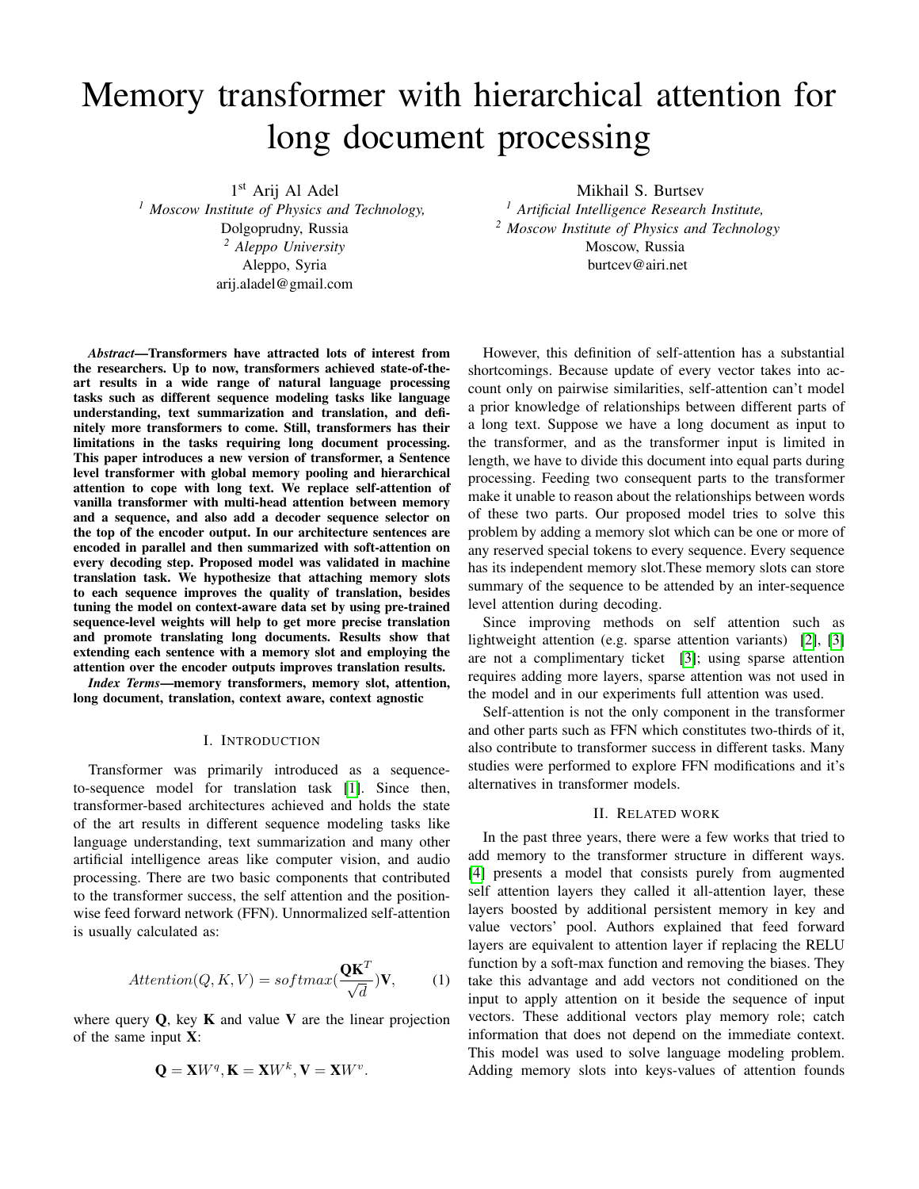# Memory transformer with hierarchical attention for long document processing

1st Arij Al Adel
[1] *Moscow Institute of Physics and Technology,*
Dolgoprudny, Russia
[2] *Aleppo University*
Aleppo, Syria
arij.aladel@gmail.com

Mikhail S. Burtsev
[1] *Artificial Intelligence Research Institute,*
[2] *Moscow Institute of Physics and Technology*
Moscow, Russia
burtcev@airi.net

***Abstract*—Transformers have attracted lots of interest from the researchers. Up to now, transformers achieved state-of-the-art results in a wide range of natural language processing tasks such as different sequence modeling tasks like language understanding, text summarization and translation, and definitely more transformers to come. Still, transformers has their limitations in the tasks requiring long document processing. This paper introduces a new version of transformer, a Sentence level transformer with global memory pooling and hierarchical attention to cope with long text. We replace self-attention of vanilla transformer with multi-head attention between memory and a sequence, and also add a decoder sequence selector on the top of the encoder output. In our architecture sentences are encoded in parallel and then summarized with soft-attention on every decoding step. Proposed model was validated in machine translation task. We hypothesize that attaching memory slots to each sequence improves the quality of translation, besides tuning the model on context-aware data set by using pre-trained sequence-level weights will help to get more precise translation and promote translating long documents. Results show that extending each sentence with a memory slot and employing the attention over the encoder outputs improves translation results.**

***Index Terms*—memory transformers, memory slot, attention, long document, translation, context aware, context agnostic**

## I. Introduction

Transformer was primarily introduced as a sequence-to-sequence model for translation task [1]. Since then, transformer-based architectures achieved and holds the state of the art results in different sequence modeling tasks like language understanding, text summarization and many other artificial intelligence areas like computer vision, and audio processing. There are two basic components that contributed to the transformer success, the self attention and the position-wise feed forward network (FFN). Unnormalized self-attention is usually calculated as:

$$Attention(Q, K, V) = softmax(\frac{\mathbf{Q}\mathbf{K}^T}{\sqrt{d}})\mathbf{V}, \tag{1}$$

where query $\mathbf{Q}$, key $\mathbf{K}$ and value $\mathbf{V}$ are the linear projection of the same input $\mathbf{X}$:

$$\mathbf{Q} = \mathbf{X}W^q, \mathbf{K} = \mathbf{X}W^k, \mathbf{V} = \mathbf{X}W^v.$$

However, this definition of self-attention has a substantial shortcomings. Because update of every vector takes into account only on pairwise similarities, self-attention can't model a prior knowledge of relationships between different parts of a long text. Suppose we have a long document as input to the transformer, and as the transformer input is limited in length, we have to divide this document into equal parts during processing. Feeding two consequent parts to the transformer make it unable to reason about the relationships between words of these two parts. Our proposed model tries to solve this problem by adding a memory slot which can be one or more of any reserved special tokens to every sequence. Every sequence has its independent memory slot.These memory slots can store summary of the sequence to be attended by an inter-sequence level attention during decoding.

Since improving methods on self attention such as lightweight attention (e.g. sparse attention variants) [2], [3] are not a complimentary ticket [3]; using sparse attention requires adding more layers, sparse attention was not used in the model and in our experiments full attention was used.

Self-attention is not the only component in the transformer and other parts such as FFN which constitutes two-thirds of it, also contribute to transformer success in different tasks. Many studies were performed to explore FFN modifications and it's alternatives in transformer models.

## II. Related work

In the past three years, there were a few works that tried to add memory to the transformer structure in different ways. [4] presents a model that consists purely from augmented self attention layers they called it all-attention layer, these layers boosted by additional persistent memory in key and value vectors' pool. Authors explained that feed forward layers are equivalent to attention layer if replacing the RELU function by a soft-max function and removing the biases. They take this advantage and add vectors not conditioned on the input to apply attention on it beside the sequence of input vectors. These additional vectors play memory role; catch information that does not depend on the immediate context. This model was used to solve language modeling problem. Adding memory slots into keys-values of attention founds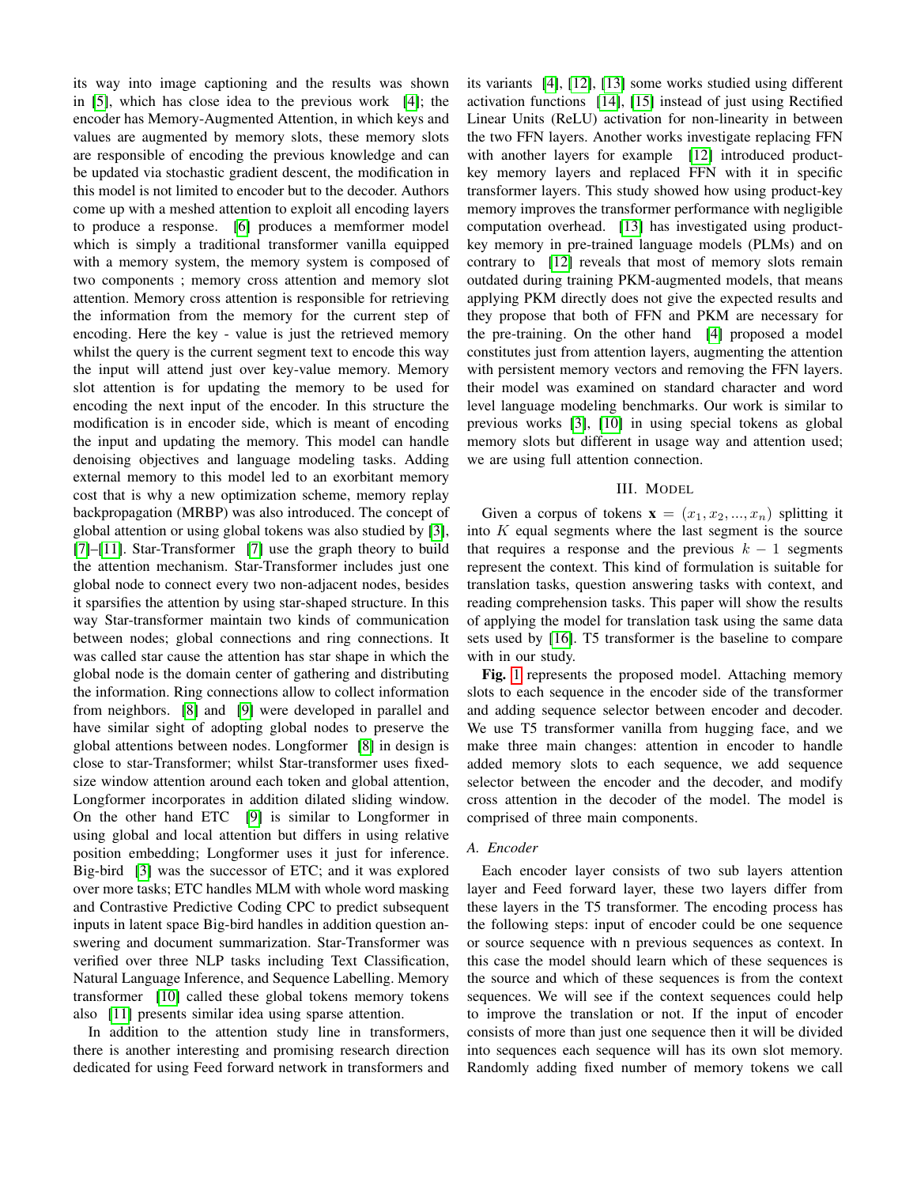its way into image captioning and the results was shown in [5], which has close idea to the previous work [4]; the encoder has Memory-Augmented Attention, in which keys and values are augmented by memory slots, these memory slots are responsible of encoding the previous knowledge and can be updated via stochastic gradient descent, the modification in this model is not limited to encoder but to the decoder. Authors come up with a meshed attention to exploit all encoding layers to produce a response. [6] produces a memformer model which is simply a traditional transformer vanilla equipped with a memory system, the memory system is composed of two components ; memory cross attention and memory slot attention. Memory cross attention is responsible for retrieving the information from the memory for the current step of encoding. Here the key - value is just the retrieved memory whilst the query is the current segment text to encode this way the input will attend just over key-value memory. Memory slot attention is for updating the memory to be used for encoding the next input of the encoder. In this structure the modification is in encoder side, which is meant of encoding the input and updating the memory. This model can handle denoising objectives and language modeling tasks. Adding external memory to this model led to an exorbitant memory cost that is why a new optimization scheme, memory replay backpropagation (MRBP) was also introduced. The concept of global attention or using global tokens was also studied by [3], [7]–[11]. Star-Transformer [7] use the graph theory to build the attention mechanism. Star-Transformer includes just one global node to connect every two non-adjacent nodes, besides it sparsifies the attention by using star-shaped structure. In this way Star-transformer maintain two kinds of communication between nodes; global connections and ring connections. It was called star cause the attention has star shape in which the global node is the domain center of gathering and distributing the information. Ring connections allow to collect information from neighbors. [8] and [9] were developed in parallel and have similar sight of adopting global nodes to preserve the global attentions between nodes. Longformer [8] in design is close to star-Transformer; whilst Star-transformer uses fixed-size window attention around each token and global attention, Longformer incorporates in addition dilated sliding window. On the other hand ETC [9] is similar to Longformer in using global and local attention but differs in using relative position embedding; Longformer uses it just for inference. Big-bird [3] was the successor of ETC; and it was explored over more tasks; ETC handles MLM with whole word masking and Contrastive Predictive Coding CPC to predict subsequent inputs in latent space Big-bird handles in addition question answering and document summarization. Star-Transformer was verified over three NLP tasks including Text Classification, Natural Language Inference, and Sequence Labelling. Memory transformer [10] called these global tokens memory tokens also [11] presents similar idea using sparse attention.

In addition to the attention study line in transformers, there is another interesting and promising research direction dedicated for using Feed forward network in transformers and its variants [4], [12], [13] some works studied using different activation functions [14], [15] instead of just using Rectified Linear Units (ReLU) activation for non-linearity in between the two FFN layers. Another works investigate replacing FFN with another layers for example [12] introduced product-key memory layers and replaced FFN with it in specific transformer layers. This study showed how using product-key memory improves the transformer performance with negligible computation overhead. [13] has investigated using product-key memory in pre-trained language models (PLMs) and on contrary to [12] reveals that most of memory slots remain outdated during training PKM-augmented models, that means applying PKM directly does not give the expected results and they propose that both of FFN and PKM are necessary for the pre-training. On the other hand [4] proposed a model constitutes just from attention layers, augmenting the attention with persistent memory vectors and removing the FFN layers. their model was examined on standard character and word level language modeling benchmarks. Our work is similar to previous works [3], [10] in using special tokens as global memory slots but different in usage way and attention used; we are using full attention connection.

## III. Model

Given a corpus of tokens $\mathbf{x} = (x_1, x_2, ..., x_n)$ splitting it into $K$ equal segments where the last segment is the source that requires a response and the previous $k-1$ segments represent the context. This kind of formulation is suitable for translation tasks, question answering tasks with context, and reading comprehension tasks. This paper will show the results of applying the model for translation task using the same data sets used by [16]. T5 transformer is the baseline to compare with in our study.

**Fig. 1** represents the proposed model. Attaching memory slots to each sequence in the encoder side of the transformer and adding sequence selector between encoder and decoder. We use T5 transformer vanilla from hugging face, and we make three main changes: attention in encoder to handle added memory slots to each sequence, we add sequence selector between the encoder and the decoder, and modify cross attention in the decoder of the model. The model is comprised of three main components.

### A. Encoder

Each encoder layer consists of two sub layers attention layer and Feed forward layer, these two layers differ from these layers in the T5 transformer. The encoding process has the following steps: input of encoder could be one sequence or source sequence with n previous sequences as context. In this case the model should learn which of these sequences is the source and which of these sequences is from the context sequences. We will see if the context sequences could help to improve the translation or not. If the input of encoder consists of more than just one sequence then it will be divided into sequences each sequence will has its own slot memory. Randomly adding fixed number of memory tokens we call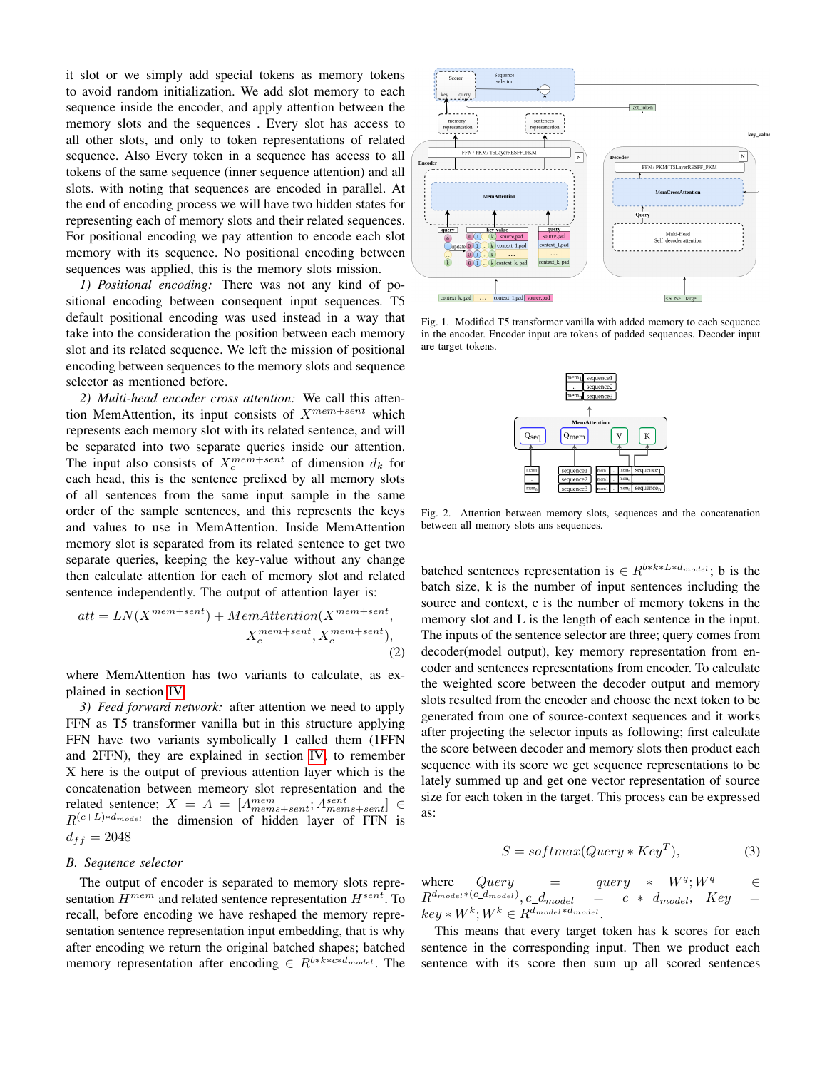it slot or we simply add special tokens as memory tokens to avoid random initialization. We add slot memory to each sequence inside the encoder, and apply attention between the memory slots and the sequences . Every slot has access to all other slots, and only to token representations of related sequence. Also Every token in a sequence has access to all tokens of the same sequence (inner sequence attention) and all slots. with noting that sequences are encoded in parallel. At the end of encoding process we will have two hidden states for representing each of memory slots and their related sequences. For positional encoding we pay attention to encode each slot memory with its sequence. No positional encoding between sequences was applied, this is the memory slots mission.

*1) Positional encoding:* There was not any kind of positional encoding between consequent input sequences. T5 default positional encoding was used instead in a way that take into the consideration the position between each memory slot and its related sequence. We left the mission of positional encoding between sequences to the memory slots and sequence selector as mentioned before.

*2) Multi-head encoder cross attention:* We call this attention MemAttention, its input consists of $X^{mem+sent}$ which represents each memory slot with its related sentence, and will be separated into two separate queries inside our attention. The input also consists of $X_c^{mem+sent}$ of dimension $d_k$ for each head, this is the sentence prefixed by all memory slots of all sentences from the same input sample in the same order of the sample sentences, and this represents the keys and values to use in MemAttention. Inside MemAttention memory slot is separated from its related sentence to get two separate queries, keeping the key-value without any change then calculate attention for each of memory slot and related sentence independently. The output of attention layer is:

$$att = LN(X^{mem+sent}) + MemAttention(X^{mem+sent}, X_c^{mem+sent}, X_c^{mem+sent}), \quad (2)$$

where MemAttention has two variants to calculate, as explained in section IV

*3) Feed forward network:* after attention we need to apply FFN as T5 transformer vanilla but in this structure applying FFN have two variants symbolically I called them (1FFN and 2FFN), they are explained in section IV, to remember X here is the output of previous attention layer which is the concatenation between memeory slot representation and the related sentence; $X = A = [A^{mem}_{mems+sent}; A^{sent}_{mems+sent}] \in R^{(c+L)*d_{model}}$ the dimension of hidden layer of FFN is $d_{ff} = 2048$

## B. Sequence selector

The output of encoder is separated to memory slots representation $H^{mem}$ and related sentence representation $H^{sent}$. To recall, before encoding we have reshaped the memory representation sentence representation input embedding, that is why after encoding we return the original batched shapes; batched memory representation after encoding $\in R^{b*k*c*d_{model}}$. The batched sentences representation is $\in R^{b*k*L*d_{model}}$; b is the batch size, k is the number of input sentences including the source and context, c is the number of memory tokens in the memory slot and L is the length of each sentence in the input. The inputs of the sentence selector are three; query comes from decoder(model output), key memory representation from encoder and sentences representations from encoder. To calculate the weighted score between the decoder output and memory slots resulted from the encoder and choose the next token to be generated from one of source-context sequences and it works after projecting the selector inputs as following; first calculate the score between decoder and memory slots then product each sequence with its score we get sequence representations to be lately summed up and get one vector representation of source size for each token in the target. This process can be expressed as:

$$S = softmax(Query * Key^T), \quad (3)$$

where $Query = query * W^q; W^q \in R^{d_{model}*(c\_d_{model})}, c\_d_{model} = c * d_{model}, Key = key * W^k; W^k \in R^{d_{model}*d_{model}}$.

This means that every target token has k scores for each sentence in the corresponding input. Then we product each sentence with its score then sum up all scored sentences

Fig. 1. Modified T5 transformer vanilla with added memory to each sequence in the encoder. Encoder input are tokens of padded sequences. Decoder input are target tokens.

Fig. 2. Attention between memory slots, sequences and the concatenation between all memory slots ans sequences.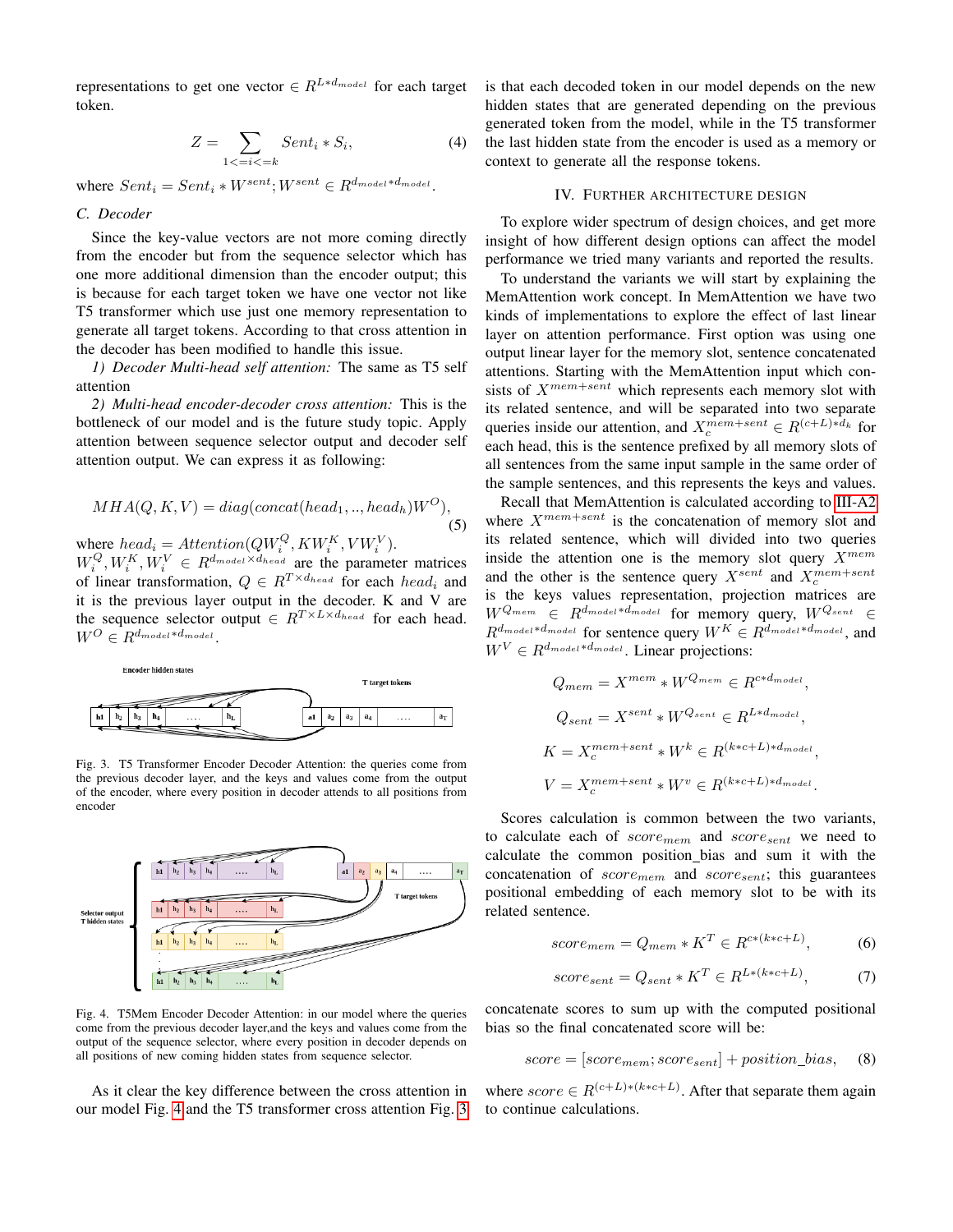representations to get one vector $\in R^{L*d_{model}}$ for each target token.

$$Z = \sum_{1<=i<=k} Sent_i * S_i, \tag{4}$$

where $Sent_i = Sent_i * W^{sent}; W^{sent} \in R^{d_{model}*d_{model}}$.

### C. Decoder

Since the key-value vectors are not more coming directly from the encoder but from the sequence selector which has one more additional dimension than the encoder output; this is because for each target token we have one vector not like T5 transformer which use just one memory representation to generate all target tokens. According to that cross attention in the decoder has been modified to handle this issue.

*1) Decoder Multi-head self attention:* The same as T5 self attention

*2) Multi-head encoder-decoder cross attention:* This is the bottleneck of our model and is the future study topic. Apply attention between sequence selector output and decoder self attention output. We can express it as following:

$$MHA(Q, K, V) = diag(concat(head_1, .., head_h)W^O), \tag{5}$$

where $head_i = Attention(QW_i^Q, KW_i^K, VW_i^V)$.
$W_i^Q, W_i^K, W_i^V \in R^{d_{model} \times d_{head}}$ are the parameter matrices of linear transformation, $Q \in R^{T \times d_{head}}$ for each $head_i$ and it is the previous layer output in the decoder. K and V are the sequence selector output $\in R^{T \times L \times d_{head}}$ for each head. $W^O \in R^{d_{model}*d_{model}}$.

Fig. 3. T5 Transformer Encoder Decoder Attention: the queries come from the previous decoder layer, and the keys and values come from the output of the encoder, where every position in decoder attends to all positions from encoder

Fig. 4. T5Mem Encoder Decoder Attention: in our model where the queries come from the previous decoder layer,and the keys and values come from the output of the sequence selector, where every position in decoder depends on all positions of new coming hidden states from sequence selector.

As it clear the key difference between the cross attention in our model Fig. 4 and the T5 transformer cross attention Fig. 3 is that each decoded token in our model depends on the new hidden states that are generated depending on the previous generated token from the model, while in the T5 transformer the last hidden state from the encoder is used as a memory or context to generate all the response tokens.

## IV. Further Architecture Design

To explore wider spectrum of design choices, and get more insight of how different design options can affect the model performance we tried many variants and reported the results.

To understand the variants we will start by explaining the MemAttention work concept. In MemAttention we have two kinds of implementations to explore the effect of last linear layer on attention performance. First option was using one output linear layer for the memory slot, sentence concatenated attentions. Starting with the MemAttention input which consists of $X^{mem+sent}$ which represents each memory slot with its related sentence, and will be separated into two separate queries inside our attention, and $X_c^{mem+sent} \in R^{(c+L)*d_k}$ for each head, this is the sentence prefixed by all memory slots of all sentences from the same input sample in the same order of the sample sentences, and this represents the keys and values.

Recall that MemAttention is calculated according to III-A2 where $X^{mem+sent}$ is the concatenation of memory slot and its related sentence, which will divided into two queries inside the attention one is the memory slot query $X^{mem}$ and the other is the sentence query $X^{sent}$ and $X_c^{mem+sent}$ is the keys values representation, projection matrices are $W^{Q_{mem}} \in R^{d_{model}*d_{model}}$ for memory query, $W^{Q_{sent}} \in R^{d_{model}*d_{model}}$ for sentence query $W^K \in R^{d_{model}*d_{model}}$, and $W^V \in R^{d_{model}*d_{model}}$. Linear projections:

$$Q_{mem} = X^{mem} * W^{Q_{mem}} \in R^{c*d_{model}},$$

$$Q_{sent} = X^{sent} * W^{Q_{sent}} \in R^{L*d_{model}},$$

$$K = X_c^{mem+sent} * W^k \in R^{(k*c+L)*d_{model}},$$

$$V = X_c^{mem+sent} * W^v \in R^{(k*c+L)*d_{model}}.$$

Scores calculation is common between the two variants, to calculate each of $score_{mem}$ and $score_{sent}$ we need to calculate the common position_bias and sum it with the concatenation of $score_{mem}$ and $score_{sent}$; this guarantees positional embedding of each memory slot to be with its related sentence.

$$score_{mem} = Q_{mem} * K^T \in R^{c*(k*c+L)}, \tag{6}$$

$$score_{sent} = Q_{sent} * K^T \in R^{L*(k*c+L)}, \tag{7}$$

concatenate scores to sum up with the computed positional bias so the final concatenated score will be:

$$score = [score_{mem}; score_{sent}] + position\_bias, \tag{8}$$

where $score \in R^{(c+L)*(k*c+L)}$. After that separate them again to continue calculations.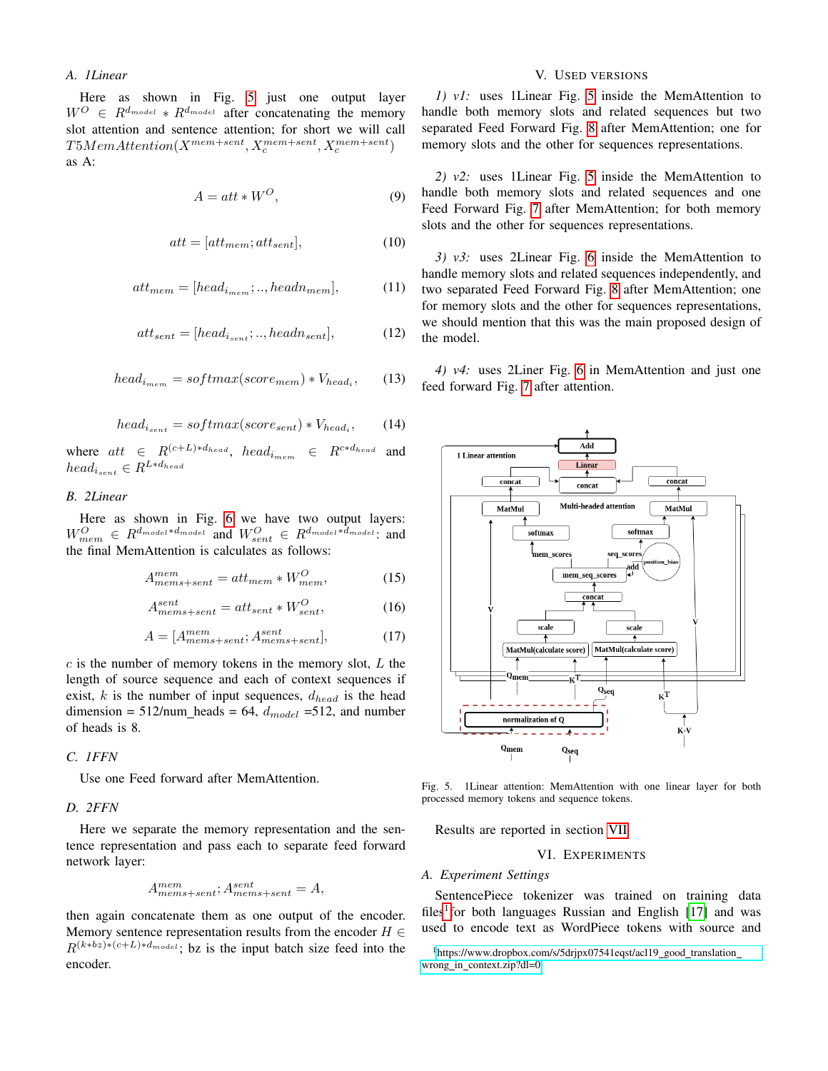### A. 1Linear

Here as shown in Fig. 5 just one output layer $W^O \in R^{d_{model}} * R^{d_{model}}$ after concatenating the memory slot attention and sentence attention; for short we will call $T5MemAttention(X^{mem+sent}, X_c^{mem+sent}, X_c^{mem+sent})$ as A:

$$A = att * W^O, \tag{9}$$

$$att = [att_{mem}; att_{sent}], \tag{10}$$

$$att_{mem} = [head_{i_{mem}}; .., headn_{mem}], \tag{11}$$

$$att_{sent} = [head_{i_{sent}}; .., headn_{sent}], \tag{12}$$

$$head_{i_{mem}} = softmax(score_{mem}) * V_{head_i}, \tag{13}$$

$$head_{i_{sent}} = softmax(score_{sent}) * V_{head_i}, \tag{14}$$

where $att \in R^{(c+L)*d_{head}}$, $head_{i_{mem}} \in R^{c*d_{head}}$ and $head_{i_{sent}} \in R^{L*d_{head}}$

### B. 2Linear

Here as shown in Fig. 6 we have two output layers: $W^O_{mem} \in R^{d_{model}*d_{model}}$ and $W^O_{sent} \in R^{d_{model}*d_{model}}$: and the final MemAttention is calculates as follows:

$$A^{mem}_{mems+sent} = att_{mem} * W^O_{mem}, \tag{15}$$

$$A^{sent}_{mems+sent} = att_{sent} * W^O_{sent}, \tag{16}$$

$$A = [A^{mem}_{mems+sent}; A^{sent}_{mems+sent}], \tag{17}$$

$c$ is the number of memory tokens in the memory slot, $L$ the length of source sequence and each of context sequences if exist, $k$ is the number of input sequences, $d_{head}$ is the head dimension = 512/num_heads = 64, $d_{model}$ =512, and number of heads is 8.

### C. 1FFN

Use one Feed forward after MemAttention.

### D. 2FFN

Here we separate the memory representation and the sentence representation and pass each to separate feed forward network layer:

$$A^{mem}_{mems+sent}; A^{sent}_{mems+sent} = A,$$

then again concatenate them as one output of the encoder. Memory sentence representation results from the encoder $H \in R^{(k*bz)*(c+L)*d_{model}}$; bz is the input batch size feed into the encoder.

## V. Used versions

*1) v1:* uses 1Linear Fig. 5 inside the MemAttention to handle both memory slots and related sequences but two separated Feed Forward Fig. 8 after MemAttention; one for memory slots and the other for sequences representations.

*2) v2:* uses 1Linear Fig. 5 inside the MemAttention to handle both memory slots and related sequences and one Feed Forward Fig. 7 after MemAttention; for both memory slots and the other for sequences representations.

*3) v3:* uses 2Linear Fig. 6 inside the MemAttention to handle memory slots and related sequences independently, and two separated Feed Forward Fig. 8 after MemAttention; one for memory slots and the other for sequences representations, we should mention that this was the main proposed design of the model.

*4) v4:* uses 2Liner Fig. 6 in MemAttention and just one feed forward Fig. 7 after attention.

Fig. 5. 1Linear attention: MemAttention with one linear layer for both processed memory tokens and sequence tokens.

Results are reported in section VII

## VI. Experiments

### A. Experiment Settings

SentencePiece tokenizer was trained on training data files[1] for both languages Russian and English [17] and was used to encode text as WordPiece tokens with source and

[1] https://www.dropbox.com/s/5drjpx07541eqst/acl19_good_translation_wrong_in_context.zip?dl=0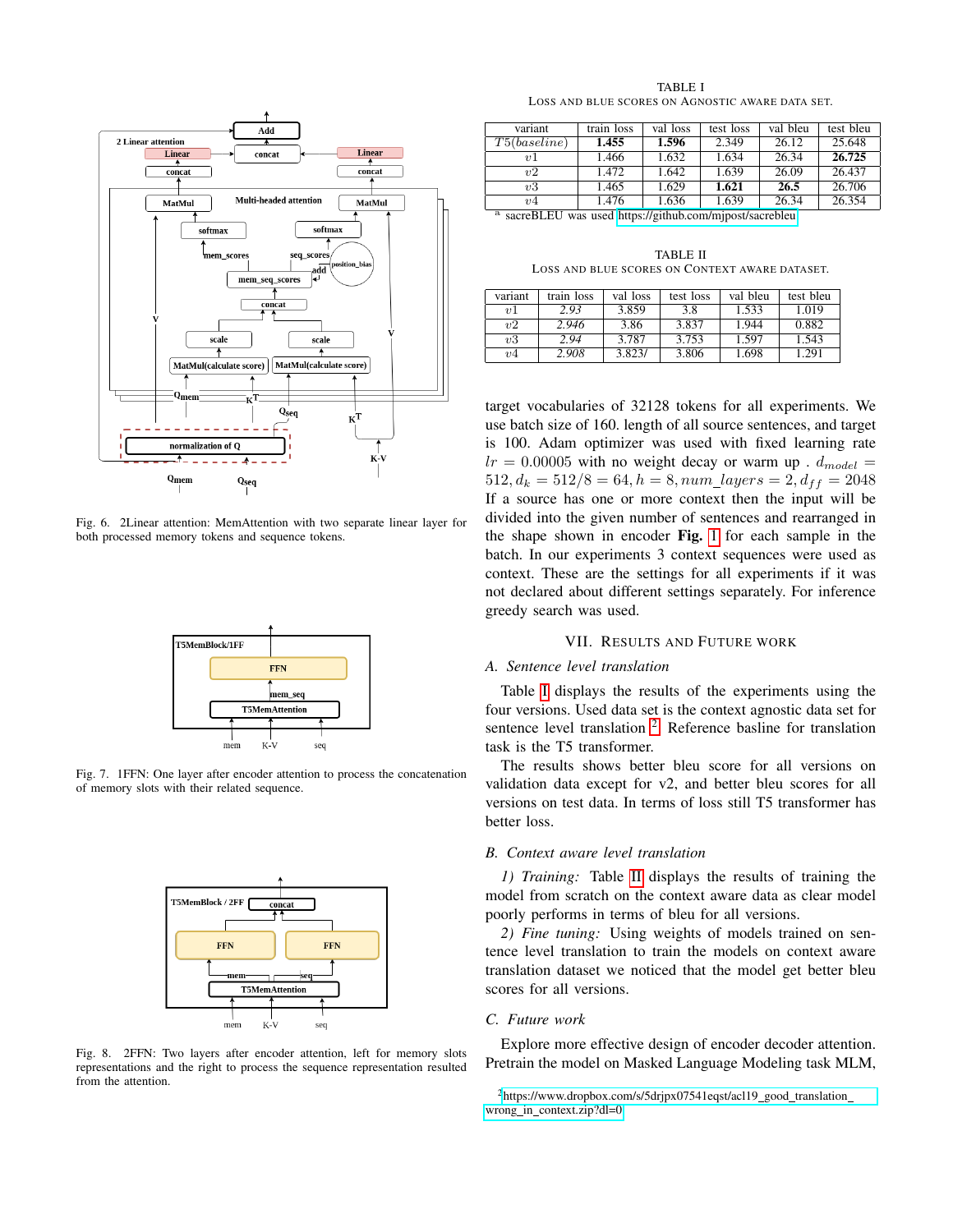Fig. 6. 2Linear attention: MemAttention with two separate linear layer for both processed memory tokens and sequence tokens.

Fig. 7. 1FFN: One layer after encoder attention to process the concatenation of memory slots with their related sequence.

Fig. 8. 2FFN: Two layers after encoder attention, left for memory slots representations and the right to process the sequence representation resulted from the attention.

TABLE I
LOSS AND BLUE SCORES ON AGNOSTIC AWARE DATA SET.

| variant | train loss | val loss | test loss | val bleu | test bleu |
|---|---|---|---|---|---|
| $T5(baseline)$ | **1.455** | **1.596** | 2.349 | 26.12 | 25.648 |
| $v1$ | 1.466 | 1.632 | 1.634 | 26.34 | **26.725** |
| $v2$ | 1.472 | 1.642 | 1.639 | 26.09 | 26.437 |
| $v3$ | 1.465 | 1.629 | **1.621** | **26.5** | 26.706 |
| $v4$ | 1.476 | 1.636 | 1.639 | 26.34 | 26.354 |

[a] sacreBLEU was used https://github.com/mjpost/sacrebleu

TABLE II
LOSS AND BLUE SCORES ON CONTEXT AWARE DATASET.

| variant | train loss | val loss | test loss | val bleu | test bleu |
|---|---|---|---|---|---|
| $v1$ | *2.93* | 3.859 | 3.8 | 1.533 | 1.019 |
| $v2$ | *2.946* | 3.86 | 3.837 | 1.944 | 0.882 |
| $v3$ | *2.94* | 3.787 | 3.753 | 1.597 | 1.543 |
| $v4$ | *2.908* | 3.823/ | 3.806 | 1.698 | 1.291 |

target vocabularies of 32128 tokens for all experiments. We use batch size of 160. length of all source sentences, and target is 100. Adam optimizer was used with fixed learning rate $lr = 0.00005$ with no weight decay or warm up . $d_{model} = 512, d_k = 512/8 = 64, h = 8, num\_layers = 2, d_{ff} = 2048$ If a source has one or more context then the input will be divided into the given number of sentences and rearranged in the shape shown in encoder **Fig.** 1 for each sample in the batch. In our experiments 3 context sequences were used as context. These are the settings for all experiments if it was not declared about different settings separately. For inference greedy search was used.

## VII. RESULTS AND FUTURE WORK

### A. Sentence level translation

Table I displays the results of the experiments using the four versions. Used data set is the context agnostic data set for sentence level translation [2]. Reference basline for translation task is the T5 transformer.

The results shows better bleu score for all versions on validation data except for v2, and better bleu scores for all versions on test data. In terms of loss still T5 transformer has better loss.

### B. Context aware level translation

*1) Training:* Table II displays the results of training the model from scratch on the context aware data as clear model poorly performs in terms of bleu for all versions.

*2) Fine tuning:* Using weights of models trained on sentence level translation to train the models on context aware translation dataset we noticed that the model get better bleu scores for all versions.

### C. Future work

Explore more effective design of encoder decoder attention. Pretrain the model on Masked Language Modeling task MLM,

[2] https://www.dropbox.com/s/5drjpx07541eqst/acl19_good_translation_wrong_in_context.zip?dl=0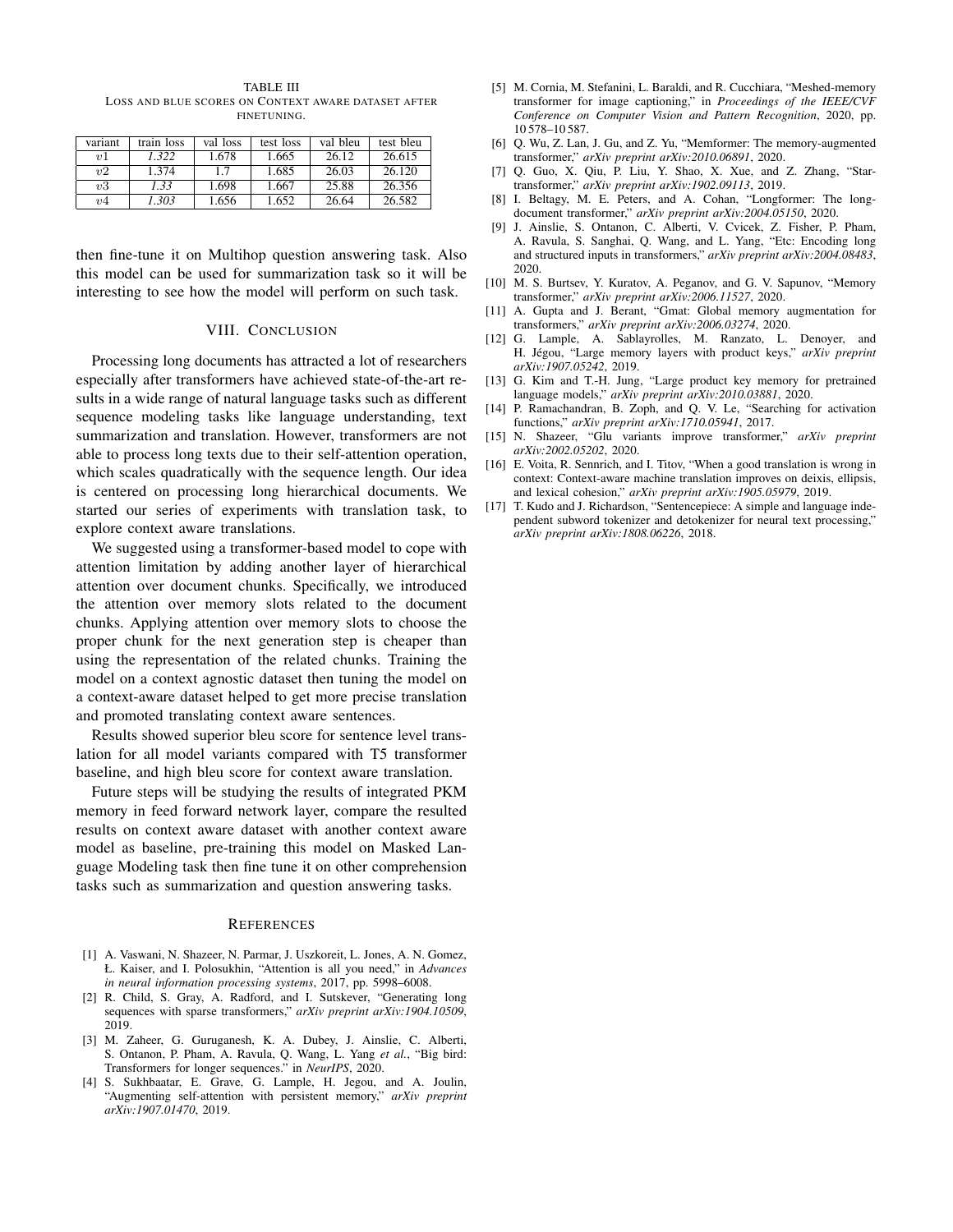TABLE III
LOSS AND BLUE SCORES ON CONTEXT AWARE DATASET AFTER FINETUNING.

| variant | train loss | val loss | test loss | val bleu | test bleu |
|---|---|---|---|---|---|
| $v1$ | *1.322* | 1.678 | 1.665 | 26.12 | 26.615 |
| $v2$ | 1.374 | 1.7 | 1.685 | 26.03 | 26.120 |
| $v3$ | *1.33* | 1.698 | 1.667 | 25.88 | 26.356 |
| $v4$ | *1.303* | 1.656 | 1.652 | 26.64 | 26.582 |

then fine-tune it on Multihop question answering task. Also this model can be used for summarization task so it will be interesting to see how the model will perform on such task.

## VIII. Conclusion

Processing long documents has attracted a lot of researchers especially after transformers have achieved state-of-the-art results in a wide range of natural language tasks such as different sequence modeling tasks like language understanding, text summarization and translation. However, transformers are not able to process long texts due to their self-attention operation, which scales quadratically with the sequence length. Our idea is centered on processing long hierarchical documents. We started our series of experiments with translation task, to explore context aware translations.

We suggested using a transformer-based model to cope with attention limitation by adding another layer of hierarchical attention over document chunks. Specifically, we introduced the attention over memory slots related to the document chunks. Applying attention over memory slots to choose the proper chunk for the next generation step is cheaper than using the representation of the related chunks. Training the model on a context agnostic dataset then tuning the model on a context-aware dataset helped to get more precise translation and promoted translating context aware sentences.

Results showed superior bleu score for sentence level translation for all model variants compared with T5 transformer baseline, and high bleu score for context aware translation.

Future steps will be studying the results of integrated PKM memory in feed forward network layer, compare the resulted results on context aware dataset with another context aware model as baseline, pre-training this model on Masked Language Modeling task then fine tune it on other comprehension tasks such as summarization and question answering tasks.

## References

[1] A. Vaswani, N. Shazeer, N. Parmar, J. Uszkoreit, L. Jones, A. N. Gomez, Ł. Kaiser, and I. Polosukhin, "Attention is all you need," in *Advances in neural information processing systems*, 2017, pp. 5998–6008.

[2] R. Child, S. Gray, A. Radford, and I. Sutskever, "Generating long sequences with sparse transformers," *arXiv preprint arXiv:1904.10509*, 2019.

[3] M. Zaheer, G. Guruganesh, K. A. Dubey, J. Ainslie, C. Alberti, S. Ontanon, P. Pham, A. Ravula, Q. Wang, L. Yang *et al.*, "Big bird: Transformers for longer sequences." in *NeurIPS*, 2020.

[4] S. Sukhbaatar, E. Grave, G. Lample, H. Jegou, and A. Joulin, "Augmenting self-attention with persistent memory," *arXiv preprint arXiv:1907.01470*, 2019.

[5] M. Cornia, M. Stefanini, L. Baraldi, and R. Cucchiara, "Meshed-memory transformer for image captioning," in *Proceedings of the IEEE/CVF Conference on Computer Vision and Pattern Recognition*, 2020, pp. 10 578–10 587.

[6] Q. Wu, Z. Lan, J. Gu, and Z. Yu, "Memformer: The memory-augmented transformer," *arXiv preprint arXiv:2010.06891*, 2020.

[7] Q. Guo, X. Qiu, P. Liu, Y. Shao, X. Xue, and Z. Zhang, "Star-transformer," *arXiv preprint arXiv:1902.09113*, 2019.

[8] I. Beltagy, M. E. Peters, and A. Cohan, "Longformer: The long-document transformer," *arXiv preprint arXiv:2004.05150*, 2020.

[9] J. Ainslie, S. Ontanon, C. Alberti, V. Cvicek, Z. Fisher, P. Pham, A. Ravula, S. Sanghai, Q. Wang, and L. Yang, "Etc: Encoding long and structured inputs in transformers," *arXiv preprint arXiv:2004.08483*, 2020.

[10] M. S. Burtsev, Y. Kuratov, A. Peganov, and G. V. Sapunov, "Memory transformer," *arXiv preprint arXiv:2006.11527*, 2020.

[11] A. Gupta and J. Berant, "Gmat: Global memory augmentation for transformers," *arXiv preprint arXiv:2006.03274*, 2020.

[12] G. Lample, A. Sablayrolles, M. Ranzato, L. Denoyer, and H. Jégou, "Large memory layers with product keys," *arXiv preprint arXiv:1907.05242*, 2019.

[13] G. Kim and T.-H. Jung, "Large product key memory for pretrained language models," *arXiv preprint arXiv:2010.03881*, 2020.

[14] P. Ramachandran, B. Zoph, and Q. V. Le, "Searching for activation functions," *arXiv preprint arXiv:1710.05941*, 2017.

[15] N. Shazeer, "Glu variants improve transformer," *arXiv preprint arXiv:2002.05202*, 2020.

[16] E. Voita, R. Sennrich, and I. Titov, "When a good translation is wrong in context: Context-aware machine translation improves on deixis, ellipsis, and lexical cohesion," *arXiv preprint arXiv:1905.05979*, 2019.

[17] T. Kudo and J. Richardson, "Sentencepiece: A simple and language independent subword tokenizer and detokenizer for neural text processing," *arXiv preprint arXiv:1808.06226*, 2018.